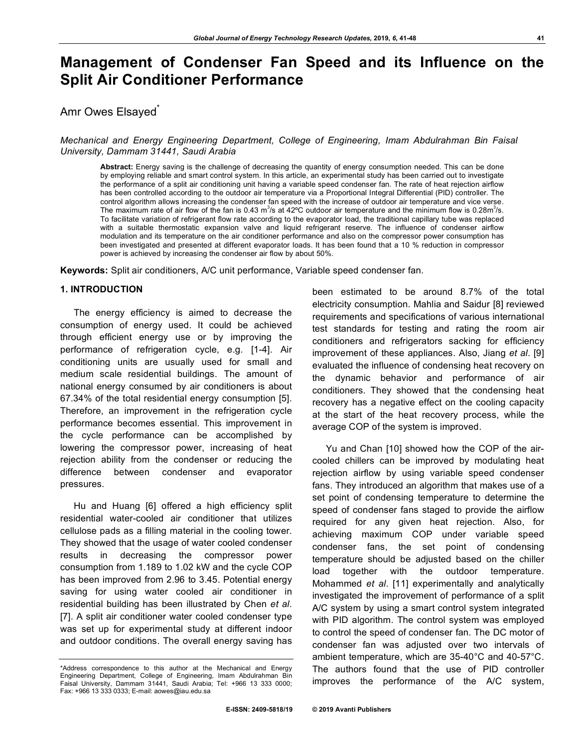# Management of Condenser Fan Speed and its Influence on the Split Air Conditioner Performance

Amr Owes Elsayed*

*Mechanical and Energy Engineering Department, College of Engineering, Imam Abdulrahman Bin Faisal University, Dammam 31441, Saudi Arabia*

**Abstract:** Energy saving is the challenge of decreasing the quantity of energy consumption needed. This can be done by employing reliable and smart control system. In this article, an experimental study has been carried out to investigate the performance of a split air conditioning unit having a variable speed condenser fan. The rate of heat rejection airflow has been controlled according to the outdoor air temperature via a Proportional Integral Differential (PID) controller. The control algorithm allows increasing the condenser fan speed with the increase of outdoor air temperature and vice verse. The maximum rate of air flow of the fan is 0.43 $m^3$/s at 42ºC outdoor air temperature and the minimum flow is 0.28$m^3$/s. To facilitate variation of refrigerant flow rate according to the evaporator load, the traditional capillary tube was replaced with a suitable thermostatic expansion valve and liquid refrigerant reserve. The influence of condenser airflow modulation and its temperature on the air conditioner performance and also on the compressor power consumption has been investigated and presented at different evaporator loads. It has been found that a 10 % reduction in compressor power is achieved by increasing the condenser air flow by about 50%.

**Keywords:** Split air conditioners, A/C unit performance, Variable speed condenser fan.

## 1. INTRODUCTION

The energy efficiency is aimed to decrease the consumption of energy used. It could be achieved through efficient energy use or by improving the performance of refrigeration cycle, e.g. [1-4]. Air conditioning units are usually used for small and medium scale residential buildings. The amount of national energy consumed by air conditioners is about 67.34% of the total residential energy consumption [5]. Therefore, an improvement in the refrigeration cycle performance becomes essential. This improvement in the cycle performance can be accomplished by lowering the compressor power, increasing of heat rejection ability from the condenser or reducing the difference between condenser and evaporator pressures.

Hu and Huang [6] offered a high efficiency split residential water-cooled air conditioner that utilizes cellulose pads as a filling material in the cooling tower. They showed that the usage of water cooled condenser results in decreasing the compressor power consumption from 1.189 to 1.02 kW and the cycle COP has been improved from 2.96 to 3.45. Potential energy saving for using water cooled air conditioner in residential building has been illustrated by Chen *et al*. [7]. A split air conditioner water cooled condenser type was set up for experimental study at different indoor and outdoor conditions. The overall energy saving has been estimated to be around 8.7% of the total electricity consumption. Mahlia and Saidur [8] reviewed requirements and specifications of various international test standards for testing and rating the room air conditioners and refrigerators sacking for efficiency improvement of these appliances. Also, Jiang *et al*. [9] evaluated the influence of condensing heat recovery on the dynamic behavior and performance of air conditioners. They showed that the condensing heat recovery has a negative effect on the cooling capacity at the start of the heat recovery process, while the average COP of the system is improved.

Yu and Chan [10] showed how the COP of the air-cooled chillers can be improved by modulating heat rejection airflow by using variable speed condenser fans. They introduced an algorithm that makes use of a set point of condensing temperature to determine the speed of condenser fans staged to provide the airflow required for any given heat rejection. Also, for achieving maximum COP under variable speed condenser fans, the set point of condensing temperature should be adjusted based on the chiller load together with the outdoor temperature. Mohammed *et al*. [11] experimentally and analytically investigated the improvement of performance of a split A/C system by using a smart control system integrated with PID algorithm. The control system was employed to control the speed of condenser fan. The DC motor of condenser fan was adjusted over two intervals of ambient temperature, which are 35-40°C and 40-57°C. The authors found that the use of PID controller improves the performance of the A/C system,

*Address correspondence to this author at the Mechanical and Energy Engineering Department, College of Engineering, Imam Abdulrahman Bin Faisal University, Dammam 31441, Saudi Arabia; Tel: +966 13 333 0000; Fax: +966 13 333 0333; E-mail: aowes@iau.edu.sa

E-ISSN: 2409-5818/19 © 2019 Avanti Publishers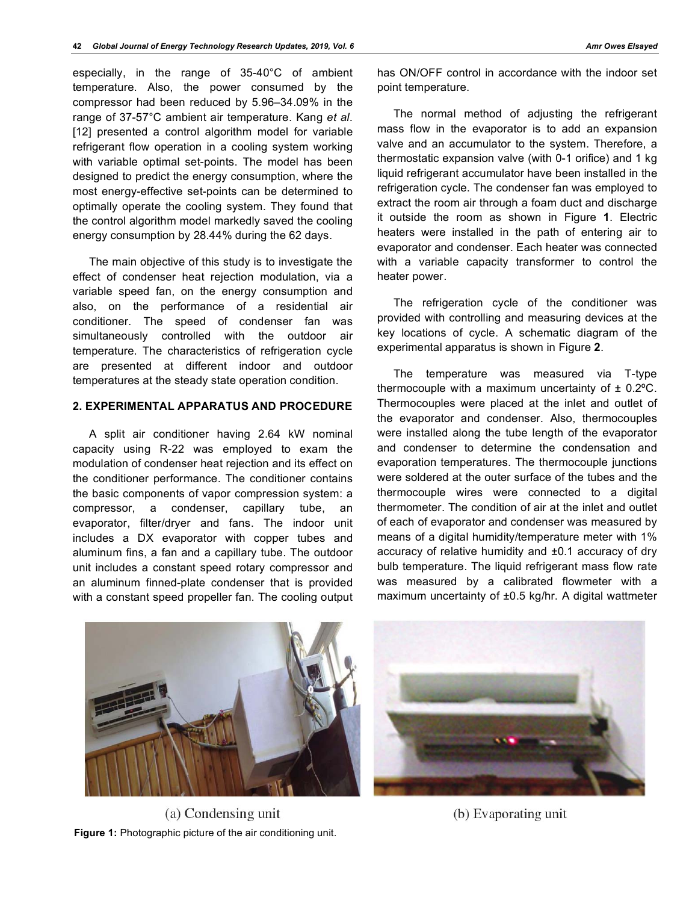especially, in the range of 35-40°C of ambient temperature. Also, the power consumed by the compressor had been reduced by 5.96–34.09% in the range of 37-57°C ambient air temperature. Kang *et al*. [12] presented a control algorithm model for variable refrigerant flow operation in a cooling system working with variable optimal set-points. The model has been designed to predict the energy consumption, where the most energy-effective set-points can be determined to optimally operate the cooling system. They found that the control algorithm model markedly saved the cooling energy consumption by 28.44% during the 62 days.

The main objective of this study is to investigate the effect of condenser heat rejection modulation, via a variable speed fan, on the energy consumption and also, on the performance of a residential air conditioner. The speed of condenser fan was simultaneously controlled with the outdoor air temperature. The characteristics of refrigeration cycle are presented at different indoor and outdoor temperatures at the steady state operation condition.

## 2. EXPERIMENTAL APPARATUS AND PROCEDURE

A split air conditioner having 2.64 kW nominal capacity using R-22 was employed to exam the modulation of condenser heat rejection and its effect on the conditioner performance. The conditioner contains the basic components of vapor compression system: a compressor, a condenser, capillary tube, an evaporator, filter/dryer and fans. The indoor unit includes a DX evaporator with copper tubes and aluminum fins, a fan and a capillary tube. The outdoor unit includes a constant speed rotary compressor and an aluminum finned-plate condenser that is provided with a constant speed propeller fan. The cooling output has ON/OFF control in accordance with the indoor set point temperature.

The normal method of adjusting the refrigerant mass flow in the evaporator is to add an expansion valve and an accumulator to the system. Therefore, a thermostatic expansion valve (with 0-1 orifice) and 1 kg liquid refrigerant accumulator have been installed in the refrigeration cycle. The condenser fan was employed to extract the room air through a foam duct and discharge it outside the room as shown in Figure **1**. Electric heaters were installed in the path of entering air to evaporator and condenser. Each heater was connected with a variable capacity transformer to control the heater power.

The refrigeration cycle of the conditioner was provided with controlling and measuring devices at the key locations of cycle. A schematic diagram of the experimental apparatus is shown in Figure **2**.

The temperature was measured via T-type thermocouple with a maximum uncertainty of ± 0.2ºC. Thermocouples were placed at the inlet and outlet of the evaporator and condenser. Also, thermocouples were installed along the tube length of the evaporator and condenser to determine the condensation and evaporation temperatures. The thermocouple junctions were soldered at the outer surface of the tubes and the thermocouple wires were connected to a digital thermometer. The condition of air at the inlet and outlet of each of evaporator and condenser was measured by means of a digital humidity/temperature meter with 1% accuracy of relative humidity and ±0.1 accuracy of dry bulb temperature. The liquid refrigerant mass flow rate was measured by a calibrated flowmeter with a maximum uncertainty of ±0.5 kg/hr. A digital wattmeter

(a) Condensing unit

(b) Evaporating unit

**Figure 1:** Photographic picture of the air conditioning unit.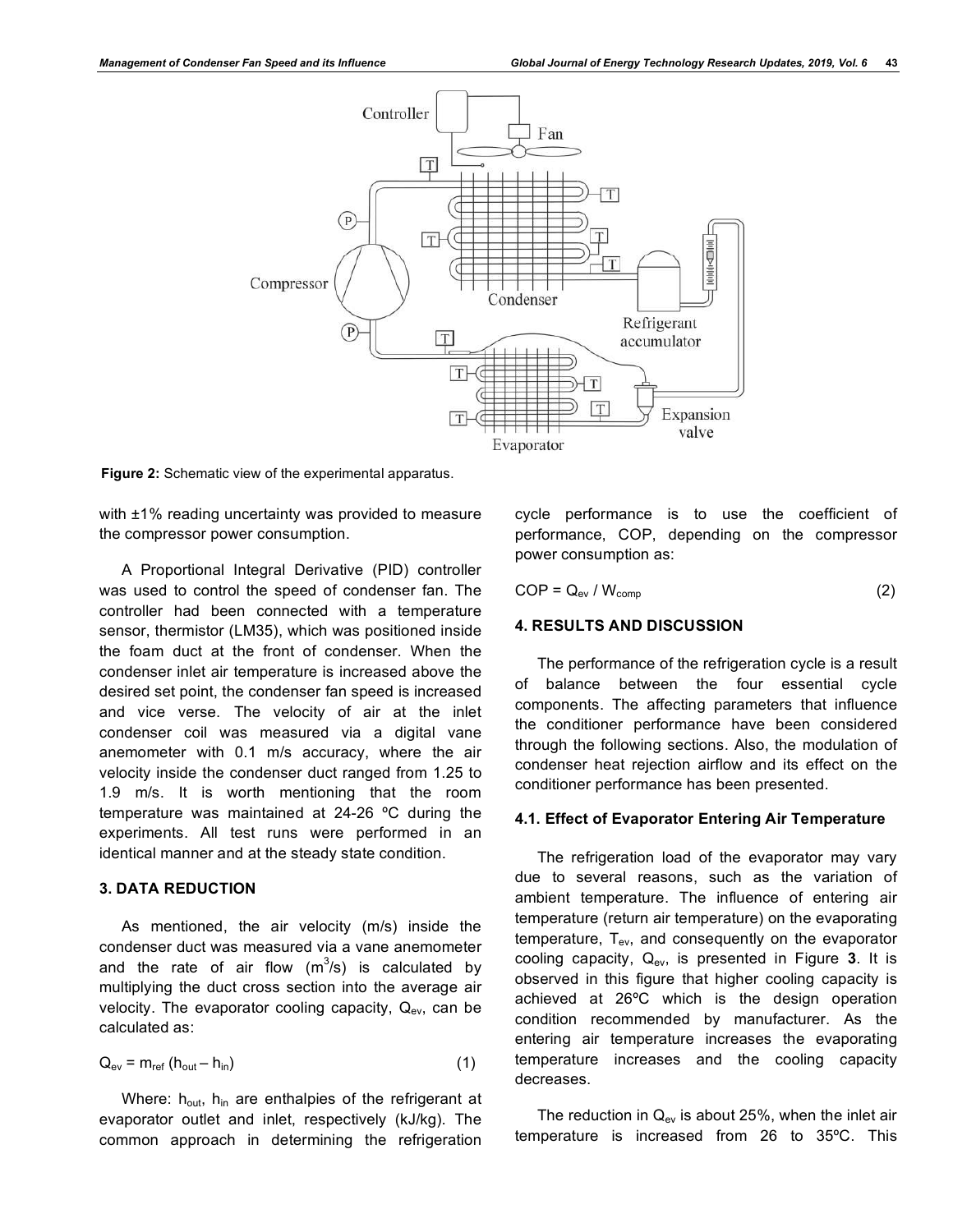Figure 2: Schematic view of the experimental apparatus.

with ±1% reading uncertainty was provided to measure the compressor power consumption.

A Proportional Integral Derivative (PID) controller was used to control the speed of condenser fan. The controller had been connected with a temperature sensor, thermistor (LM35), which was positioned inside the foam duct at the front of condenser. When the condenser inlet air temperature is increased above the desired set point, the condenser fan speed is increased and vice verse. The velocity of air at the inlet condenser coil was measured via a digital vane anemometer with 0.1 m/s accuracy, where the air velocity inside the condenser duct ranged from 1.25 to 1.9 m/s. It is worth mentioning that the room temperature was maintained at 24-26 ºC during the experiments. All test runs were performed in an identical manner and at the steady state condition.

## 3. DATA REDUCTION

As mentioned, the air velocity (m/s) inside the condenser duct was measured via a vane anemometer and the rate of air flow ($m^3/s$) is calculated by multiplying the duct cross section into the average air velocity. The evaporator cooling capacity, $Q_{ev}$, can be calculated as:

$$Q_{ev} = m_{ref} (h_{out} - h_{in}) \quad (1)$$

Where: $h_{out}$, $h_{in}$ are enthalpies of the refrigerant at evaporator outlet and inlet, respectively (kJ/kg). The common approach in determining the refrigeration cycle performance is to use the coefficient of performance, COP, depending on the compressor power consumption as:

$$COP = Q_{ev} / W_{comp} \quad (2)$$

## 4. RESULTS AND DISCUSSION

The performance of the refrigeration cycle is a result of balance between the four essential cycle components. The affecting parameters that influence the conditioner performance have been considered through the following sections. Also, the modulation of condenser heat rejection airflow and its effect on the conditioner performance has been presented.

### 4.1. Effect of Evaporator Entering Air Temperature

The refrigeration load of the evaporator may vary due to several reasons, such as the variation of ambient temperature. The influence of entering air temperature (return air temperature) on the evaporating temperature, $T_{ev}$, and consequently on the evaporator cooling capacity, $Q_{ev}$, is presented in Figure **3**. It is observed in this figure that higher cooling capacity is achieved at 26ºC which is the design operation condition recommended by manufacturer. As the entering air temperature increases the evaporating temperature increases and the cooling capacity decreases.

The reduction in $Q_{ev}$ is about 25%, when the inlet air temperature is increased from 26 to 35ºC. This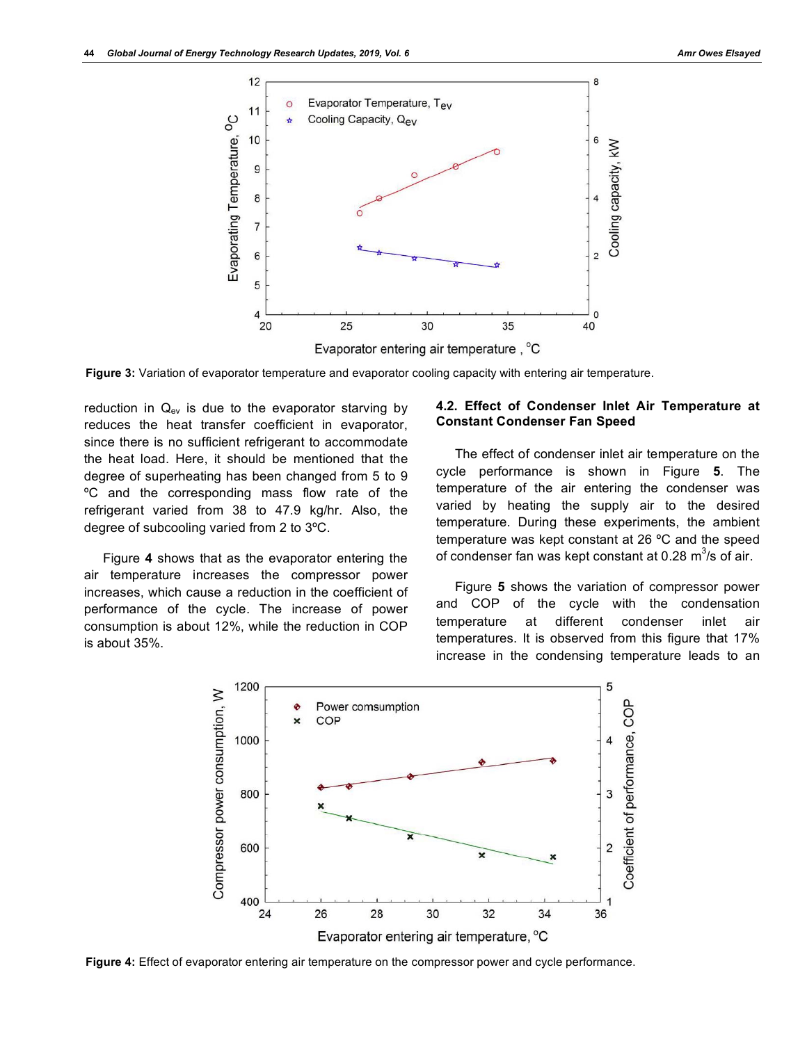Figure 3: Variation of evaporator temperature and evaporator cooling capacity with entering air temperature.

reduction in $Q_{ev}$ is due to the evaporator starving by reduces the heat transfer coefficient in evaporator, since there is no sufficient refrigerant to accommodate the heat load. Here, it should be mentioned that the degree of superheating has been changed from 5 to 9 ºC and the corresponding mass flow rate of the refrigerant varied from 38 to 47.9 kg/hr. Also, the degree of subcooling varied from 2 to 3ºC.

Figure **4** shows that as the evaporator entering the air temperature increases the compressor power increases, which cause a reduction in the coefficient of performance of the cycle. The increase of power consumption is about 12%, while the reduction in COP is about 35%.

### 4.2. Effect of Condenser Inlet Air Temperature at Constant Condenser Fan Speed

The effect of condenser inlet air temperature on the cycle performance is shown in Figure **5**. The temperature of the air entering the condenser was varied by heating the supply air to the desired temperature. During these experiments, the ambient temperature was kept constant at 26 ºC and the speed of condenser fan was kept constant at 0.28 $m^3/s$ of air.

Figure **5** shows the variation of compressor power and COP of the cycle with the condensation temperature at different condenser inlet air temperatures. It is observed from this figure that 17% increase in the condensing temperature leads to an

Figure 4: Effect of evaporator entering air temperature on the compressor power and cycle performance.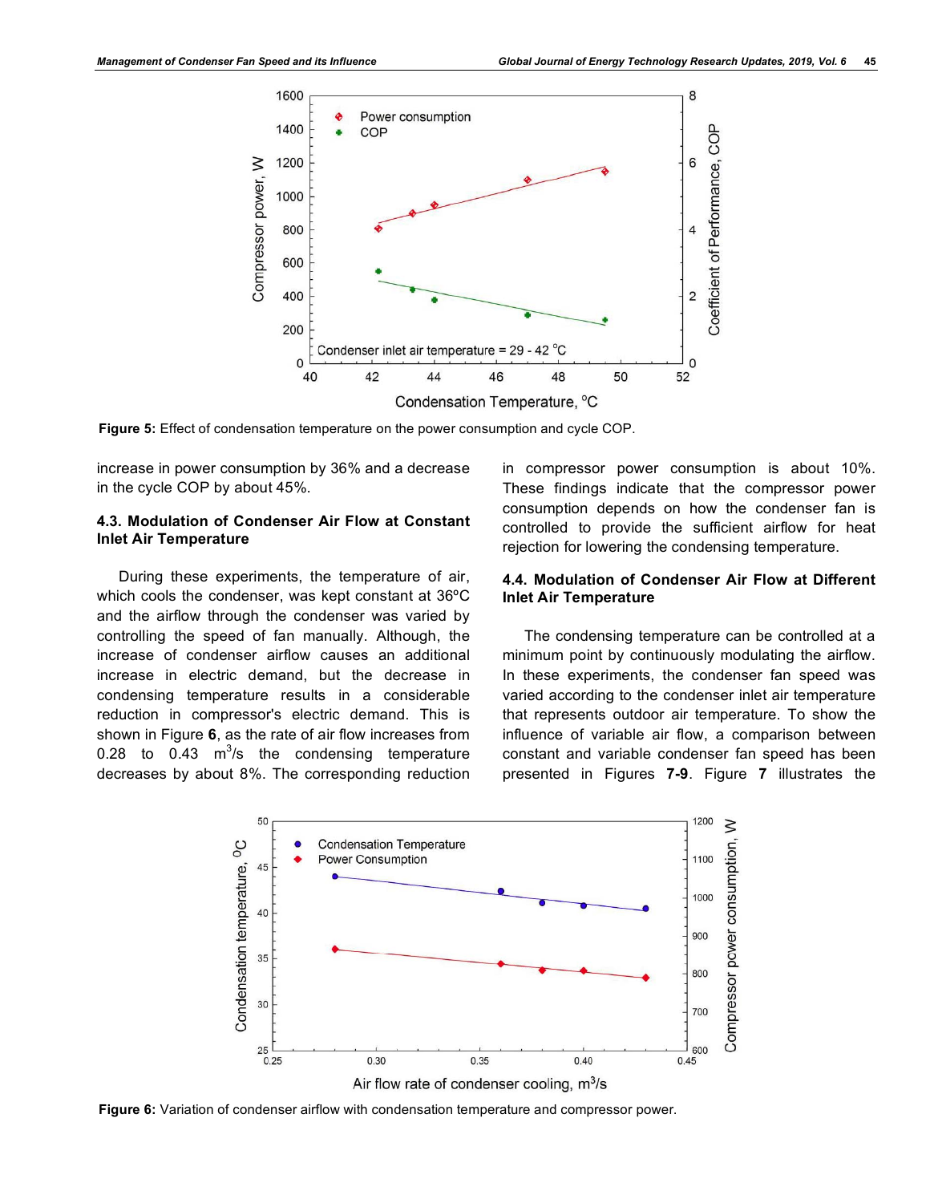Figure 5: Effect of condensation temperature on the power consumption and cycle COP.

increase in power consumption by 36% and a decrease in the cycle COP by about 45%.

### 4.3. Modulation of Condenser Air Flow at Constant Inlet Air Temperature

During these experiments, the temperature of air, which cools the condenser, was kept constant at 36ºC and the airflow through the condenser was varied by controlling the speed of fan manually. Although, the increase of condenser airflow causes an additional increase in electric demand, but the decrease in condensing temperature results in a considerable reduction in compressor's electric demand. This is shown in Figure **6**, as the rate of air flow increases from 0.28 to 0.43 $m^3/s$ the condensing temperature decreases by about 8%. The corresponding reduction in compressor power consumption is about 10%. These findings indicate that the compressor power consumption depends on how the condenser fan is controlled to provide the sufficient airflow for heat rejection for lowering the condensing temperature.

### 4.4. Modulation of Condenser Air Flow at Different Inlet Air Temperature

The condensing temperature can be controlled at a minimum point by continuously modulating the airflow. In these experiments, the condenser fan speed was varied according to the condenser inlet air temperature that represents outdoor air temperature. To show the influence of variable air flow, a comparison between constant and variable condenser fan speed has been presented in Figures **7-9**. Figure **7** illustrates the

Figure 6: Variation of condenser airflow with condensation temperature and compressor power.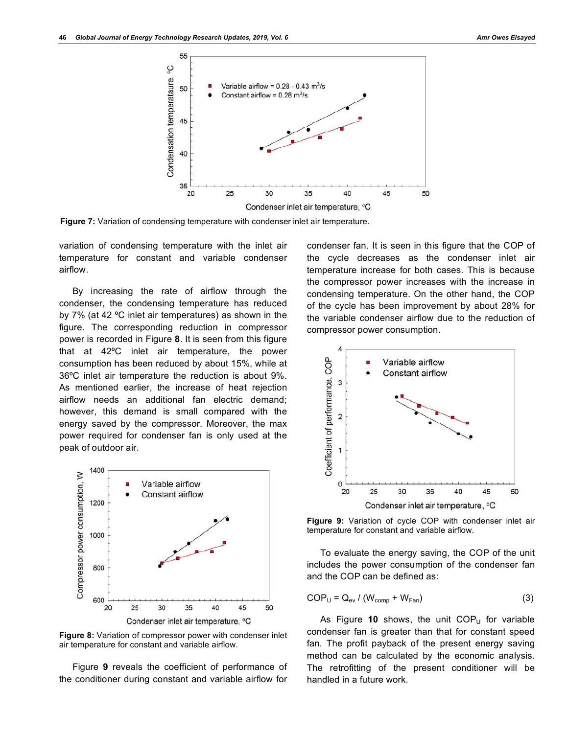**Figure 7:** Variation of condensing temperature with condenser inlet air temperature.

variation of condensing temperature with the inlet air temperature for constant and variable condenser airflow.

By increasing the rate of airflow through the condenser, the condensing temperature has reduced by 7% (at 42 ºC inlet air temperatures) as shown in the figure. The corresponding reduction in compressor power is recorded in Figure **8**. It is seen from this figure that at 42ºC inlet air temperature, the power consumption has been reduced by about 15%, while at 36ºC inlet air temperature the reduction is about 9%. As mentioned earlier, the increase of heat rejection airflow needs an additional fan electric demand; however, this demand is small compared with the energy saved by the compressor. Moreover, the max power required for condenser fan is only used at the peak of outdoor air.

**Figure 8:** Variation of compressor power with condenser inlet air temperature for constant and variable airflow.

Figure **9** reveals the coefficient of performance of the conditioner during constant and variable airflow for condenser fan. It is seen in this figure that the COP of the cycle decreases as the condenser inlet air temperature increase for both cases. This is because the compressor power increases with the increase in condensing temperature. On the other hand, the COP of the cycle has been improvement by about 28% for the variable condenser airflow due to the reduction of compressor power consumption.

**Figure 9:** Variation of cycle COP with condenser inlet air temperature for constant and variable airflow.

To evaluate the energy saving, the COP of the unit includes the power consumption of the condenser fan and the COP can be defined as:

$$COP_U = Q_{ev} / (W_{comp} + W_{Fan}) \quad (3)$$

As Figure **10** shows, the unit $COP_U$ for variable condenser fan is greater than that for constant speed fan. The profit payback of the present energy saving method can be calculated by the economic analysis. The retrofitting of the present conditioner will be handled in a future work.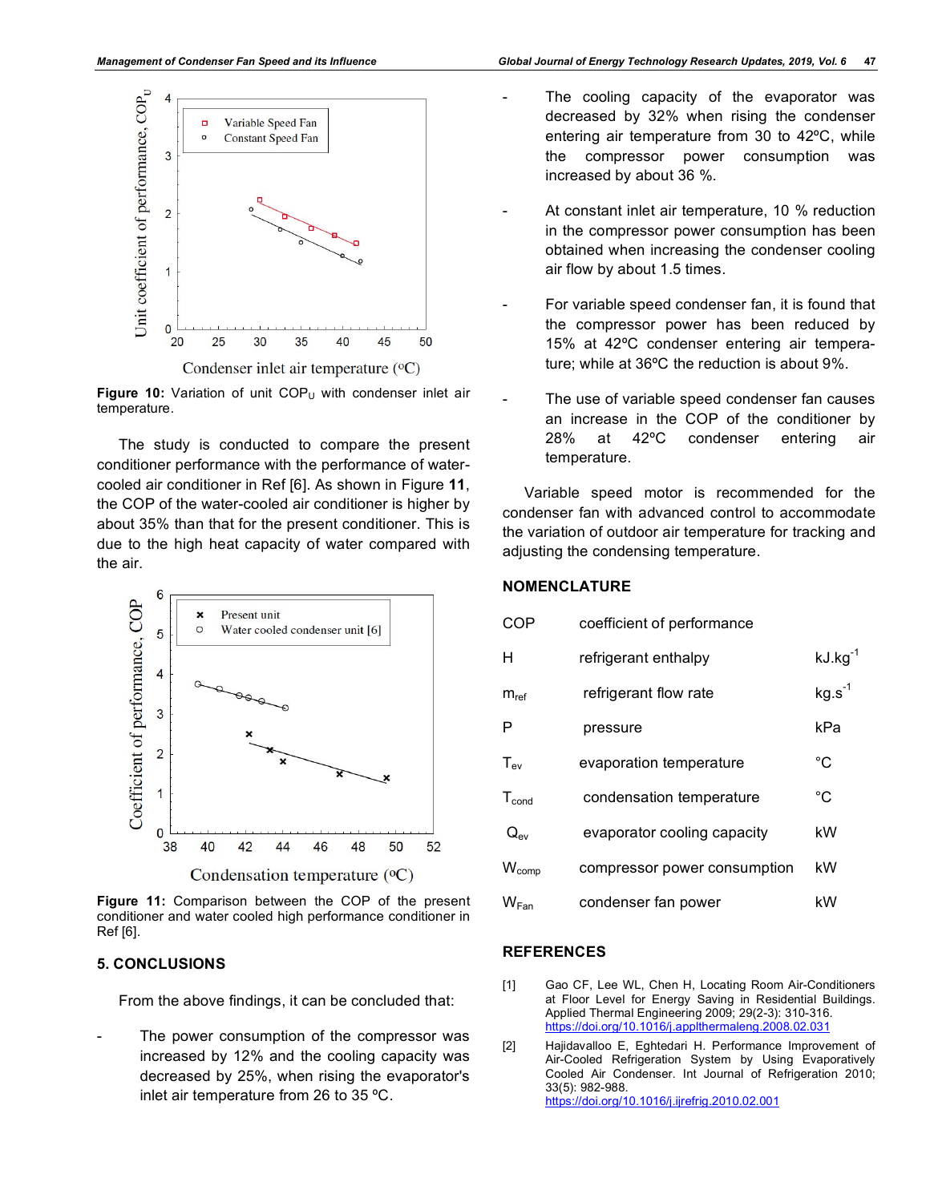**Figure 10:** Variation of unit $COP_U$ with condenser inlet air temperature.

The study is conducted to compare the present conditioner performance with the performance of water-cooled air conditioner in Ref [6]. As shown in Figure **11**, the COP of the water-cooled air conditioner is higher by about 35% than that for the present conditioner. This is due to the high heat capacity of water compared with the air.

**Figure 11:** Comparison between the COP of the present conditioner and water cooled high performance conditioner in Ref [6].

## 5. CONCLUSIONS

From the above findings, it can be concluded that:

- The power consumption of the compressor was increased by 12% and the cooling capacity was decreased by 25%, when rising the evaporator's inlet air temperature from 26 to 35 ºC.
- The cooling capacity of the evaporator was decreased by 32% when rising the condenser entering air temperature from 30 to 42ºC, while the compressor power consumption was increased by about 36 %.
- At constant inlet air temperature, 10 % reduction in the compressor power consumption has been obtained when increasing the condenser cooling air flow by about 1.5 times.
- For variable speed condenser fan, it is found that the compressor power has been reduced by 15% at 42ºC condenser entering air temperature; while at 36ºC the reduction is about 9%.
- The use of variable speed condenser fan causes an increase in the COP of the conditioner by 28% at 42ºC condenser entering air temperature.

Variable speed motor is recommended for the condenser fan with advanced control to accommodate the variation of outdoor air temperature for tracking and adjusting the condensing temperature.

## NOMENCLATURE

| | | |
|---|---|---|
| COP | coefficient of performance | |
| H | refrigerant enthalpy | $kJ.kg^{-1}$ |
| $m_{ref}$ | refrigerant flow rate | $kg.s^{-1}$ |
| P | pressure | kPa |
| $T_{ev}$ | evaporation temperature | °C |
| $T_{cond}$ | condensation temperature | °C |
| $Q_{ev}$ | evaporator cooling capacity | kW |
| $W_{comp}$ | compressor power consumption | kW |
| $W_{Fan}$ | condenser fan power | kW |

## REFERENCES

[1] Gao CF, Lee WL, Chen H, Locating Room Air-Conditioners at Floor Level for Energy Saving in Residential Buildings. Applied Thermal Engineering 2009; 29(2-3): 310-316. https://doi.org/10.1016/j.applthermaleng.2008.02.031

[2] Hajidavalloo E, Eghtedari H. Performance Improvement of Air-Cooled Refrigeration System by Using Evaporatively Cooled Air Condenser. Int Journal of Refrigeration 2010; 33(5): 982-988. https://doi.org/10.1016/j.ijrefrig.2010.02.001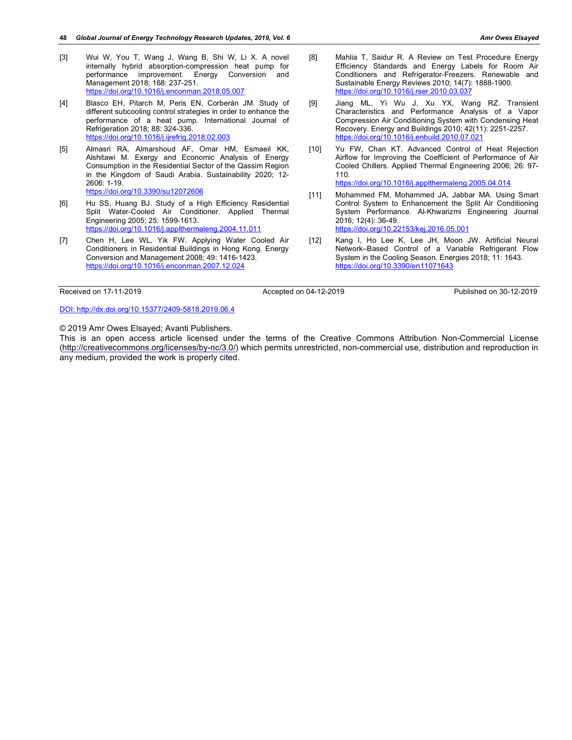[3] Wui W, You T, Wang J, Wang B, Shi W, Li X. A novel internally hybrid absorption-compression heat pump for performance improvement. Energy Conversion and Management 2018; 168: 237-251. https://doi.org/10.1016/j.enconman.2018.05.007

[4] Blasco EH, Pitarch M, Peris EN, Corberán JM. Study of different subcooling control strategies in order to enhance the performance of a heat pump. International Journal of Refrigeration 2018; 88: 324-336. https://doi.org/10.1016/j.ijrefrig.2018.02.003

[5] Almasri RA, Almarshoud AF, Omar HM, Esmaeil KK, Alshitawi M. Exergy and Economic Analysis of Energy Consumption in the Residential Sector of the Qassim Region in the Kingdom of Saudi Arabia. Sustainability 2020; 12-2606: 1-19. https://doi.org/10.3390/su12072606

[6] Hu SS, Huang BJ. Study of a High Efficiency Residential Split Water-Cooled Air Conditioner. Applied Thermal Engineering 2005; 25: 1599-1613. https://doi.org/10.1016/j.applthermaleng.2004.11.011

[7] Chen H, Lee WL, Yik FW. Applying Water Cooled Air Conditioners in Residential Buildings in Hong Kong. Energy Conversion and Management 2008; 49: 1416-1423. https://doi.org/10.1016/j.enconman.2007.12.024

[8] Mahlia T, Saidur R. A Review on Test Procedure Energy Efficiency Standards and Energy Labels for Room Air Conditioners and Refrigerator-Freezers. Renewable and Sustainable Energy Reviews 2010; 14(7): 1888-1900. https://doi.org/10.1016/j.rser.2010.03.037

[9] Jiang ML, Yi Wu J, Xu YX, Wang RZ. Transient Characteristics and Performance Analysis of a Vapor Compression Air Conditioning System with Condensing Heat Recovery. Energy and Buildings 2010; 42(11): 2251-2257. https://doi.org/10.1016/j.enbuild.2010.07.021

[10] Yu FW, Chan KT. Advanced Control of Heat Rejection Airflow for Improving the Coefficient of Performance of Air Cooled Chillers. Applied Thermal Engineering 2006; 26: 97-110. https://doi.org/10.1016/j.applthermaleng.2005.04.014

[11] Mohammed FM, Mohammed JA, Jabbar MA. Using Smart Control System to Enhancement the Split Air Conditioning System Performance. Al-Khwarizmi Engineering Journal 2016; 12(4): 36-49. https://doi.org/10.22153/kej.2016.05.001

[12] Kang I, Ho Lee K, Lee JH, Moon JW. Artificial Neural Network–Based Control of a Variable Refrigerant Flow System in the Cooling Season. Energies 2018; 11: 1643. https://doi.org/10.3390/en11071643

Received on 17-11-2019 Accepted on 04-12-2019 Published on 30-12-2019

DOI: http://dx.doi.org/10.15377/2409-5818.2019.06.4

© 2019 Amr Owes Elsayed; Avanti Publishers.

This is an open access article licensed under the terms of the Creative Commons Attribution Non-Commercial License (http://creativecommons.org/licenses/by-nc/3.0/) which permits unrestricted, non-commercial use, distribution and reproduction in any medium, provided the work is properly cited.